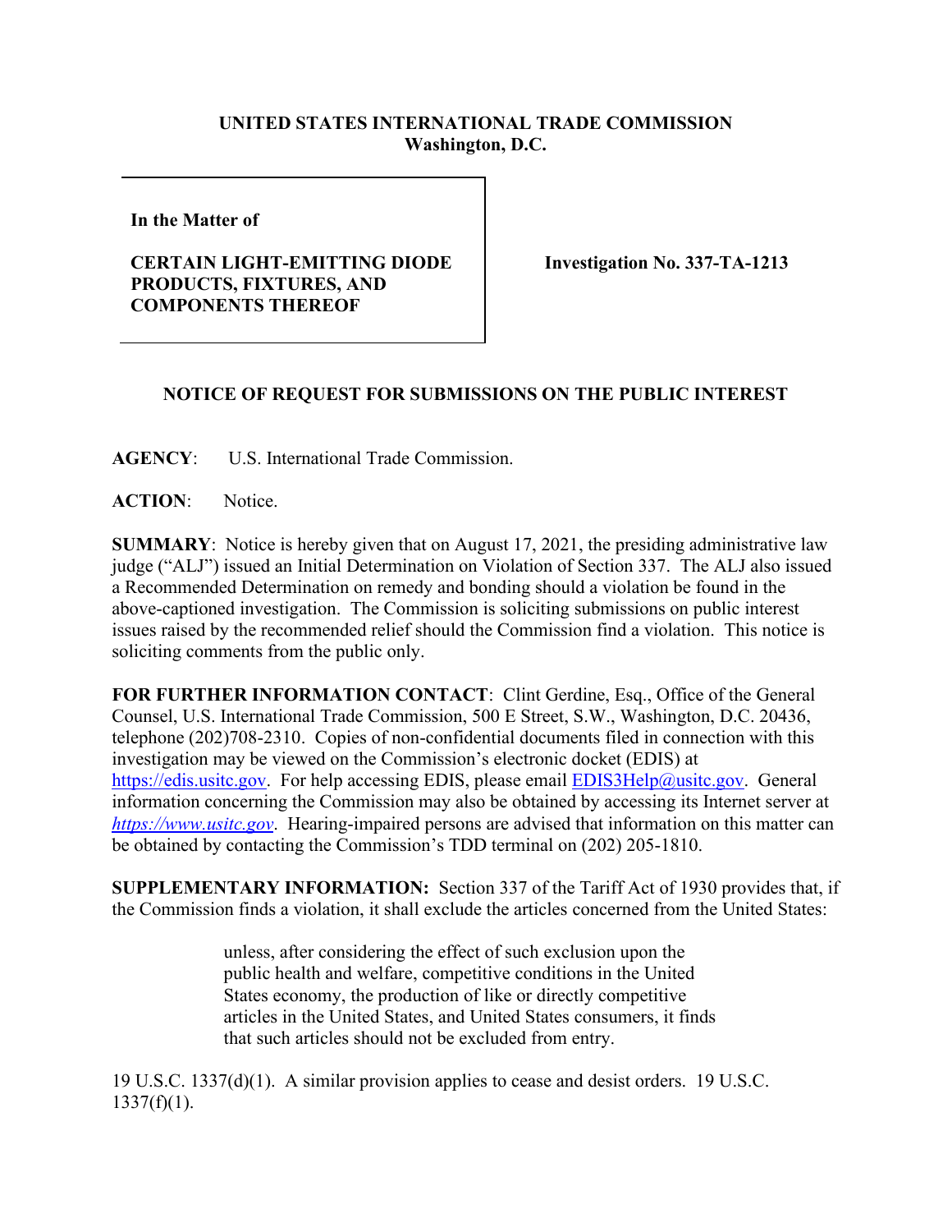**UNITED STATES INTERNATIONAL TRADE COMMISSION**
**Washington, D.C.**

| | |
|---|---|
| **In the Matter of**<br><br>**CERTAIN LIGHT-EMITTING DIODE PRODUCTS, FIXTURES, AND COMPONENTS THEREOF** | **Investigation No. 337-TA-1213** |

**NOTICE OF REQUEST FOR SUBMISSIONS ON THE PUBLIC INTEREST**

**AGENCY**: U.S. International Trade Commission.

**ACTION**: Notice.

**SUMMARY**: Notice is hereby given that on August 17, 2021, the presiding administrative law judge ("ALJ") issued an Initial Determination on Violation of Section 337. The ALJ also issued a Recommended Determination on remedy and bonding should a violation be found in the above-captioned investigation. The Commission is soliciting submissions on public interest issues raised by the recommended relief should the Commission find a violation. This notice is soliciting comments from the public only.

**FOR FURTHER INFORMATION CONTACT**: Clint Gerdine, Esq., Office of the General Counsel, U.S. International Trade Commission, 500 E Street, S.W., Washington, D.C. 20436, telephone (202)708-2310. Copies of non-confidential documents filed in connection with this investigation may be viewed on the Commission's electronic docket (EDIS) at https://edis.usitc.gov. For help accessing EDIS, please email EDIS3Help@usitc.gov. General information concerning the Commission may also be obtained by accessing its Internet server at *https://www.usitc.gov*. Hearing-impaired persons are advised that information on this matter can be obtained by contacting the Commission's TDD terminal on (202) 205-1810.

**SUPPLEMENTARY INFORMATION:** Section 337 of the Tariff Act of 1930 provides that, if the Commission finds a violation, it shall exclude the articles concerned from the United States:

> unless, after considering the effect of such exclusion upon the public health and welfare, competitive conditions in the United States economy, the production of like or directly competitive articles in the United States, and United States consumers, it finds that such articles should not be excluded from entry.

19 U.S.C. 1337(d)(1). A similar provision applies to cease and desist orders. 19 U.S.C. 1337(f)(1).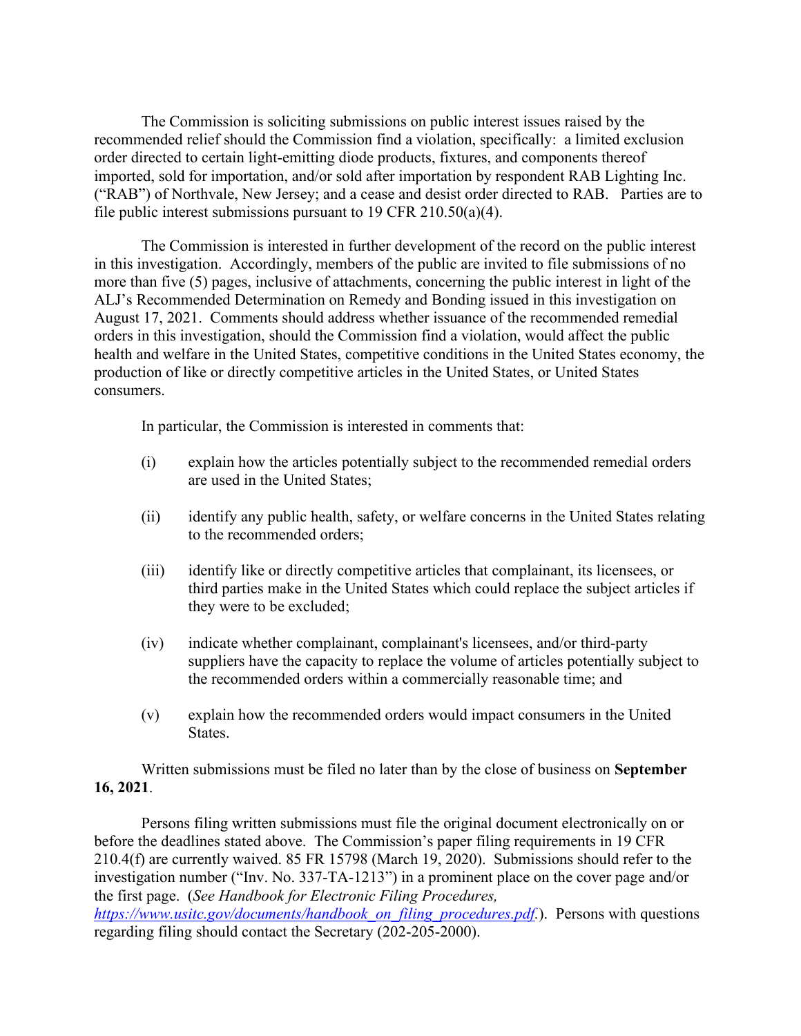The Commission is soliciting submissions on public interest issues raised by the recommended relief should the Commission find a violation, specifically: a limited exclusion order directed to certain light-emitting diode products, fixtures, and components thereof imported, sold for importation, and/or sold after importation by respondent RAB Lighting Inc. ("RAB") of Northvale, New Jersey; and a cease and desist order directed to RAB. Parties are to file public interest submissions pursuant to 19 CFR 210.50(a)(4).

The Commission is interested in further development of the record on the public interest in this investigation. Accordingly, members of the public are invited to file submissions of no more than five (5) pages, inclusive of attachments, concerning the public interest in light of the ALJ's Recommended Determination on Remedy and Bonding issued in this investigation on August 17, 2021. Comments should address whether issuance of the recommended remedial orders in this investigation, should the Commission find a violation, would affect the public health and welfare in the United States, competitive conditions in the United States economy, the production of like or directly competitive articles in the United States, or United States consumers.

In particular, the Commission is interested in comments that:

(i) explain how the articles potentially subject to the recommended remedial orders are used in the United States;

(ii) identify any public health, safety, or welfare concerns in the United States relating to the recommended orders;

(iii) identify like or directly competitive articles that complainant, its licensees, or third parties make in the United States which could replace the subject articles if they were to be excluded;

(iv) indicate whether complainant, complainant's licensees, and/or third-party suppliers have the capacity to replace the volume of articles potentially subject to the recommended orders within a commercially reasonable time; and

(v) explain how the recommended orders would impact consumers in the United States.

Written submissions must be filed no later than by the close of business on **September 16, 2021**.

Persons filing written submissions must file the original document electronically on or before the deadlines stated above. The Commission's paper filing requirements in 19 CFR 210.4(f) are currently waived. 85 FR 15798 (March 19, 2020). Submissions should refer to the investigation number ("Inv. No. 337-TA-1213") in a prominent place on the cover page and/or the first page. (*See Handbook for Electronic Filing Procedures, https://www.usitc.gov/documents/handbook_on_filing_procedures.pdf.*). Persons with questions regarding filing should contact the Secretary (202-205-2000).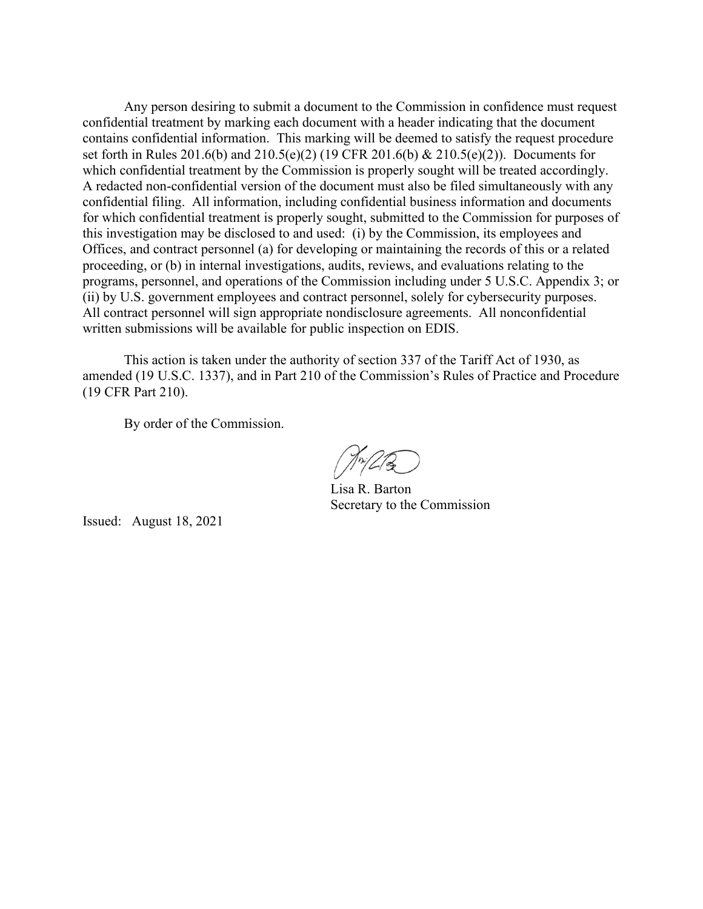Any person desiring to submit a document to the Commission in confidence must request confidential treatment by marking each document with a header indicating that the document contains confidential information. This marking will be deemed to satisfy the request procedure set forth in Rules 201.6(b) and 210.5(e)(2) (19 CFR 201.6(b) & 210.5(e)(2)). Documents for which confidential treatment by the Commission is properly sought will be treated accordingly. A redacted non-confidential version of the document must also be filed simultaneously with any confidential filing. All information, including confidential business information and documents for which confidential treatment is properly sought, submitted to the Commission for purposes of this investigation may be disclosed to and used: (i) by the Commission, its employees and Offices, and contract personnel (a) for developing or maintaining the records of this or a related proceeding, or (b) in internal investigations, audits, reviews, and evaluations relating to the programs, personnel, and operations of the Commission including under 5 U.S.C. Appendix 3; or (ii) by U.S. government employees and contract personnel, solely for cybersecurity purposes. All contract personnel will sign appropriate nondisclosure agreements. All nonconfidential written submissions will be available for public inspection on EDIS.

This action is taken under the authority of section 337 of the Tariff Act of 1930, as amended (19 U.S.C. 1337), and in Part 210 of the Commission's Rules of Practice and Procedure (19 CFR Part 210).

By order of the Commission.

Lisa R. Barton
Secretary to the Commission

Issued: August 18, 2021